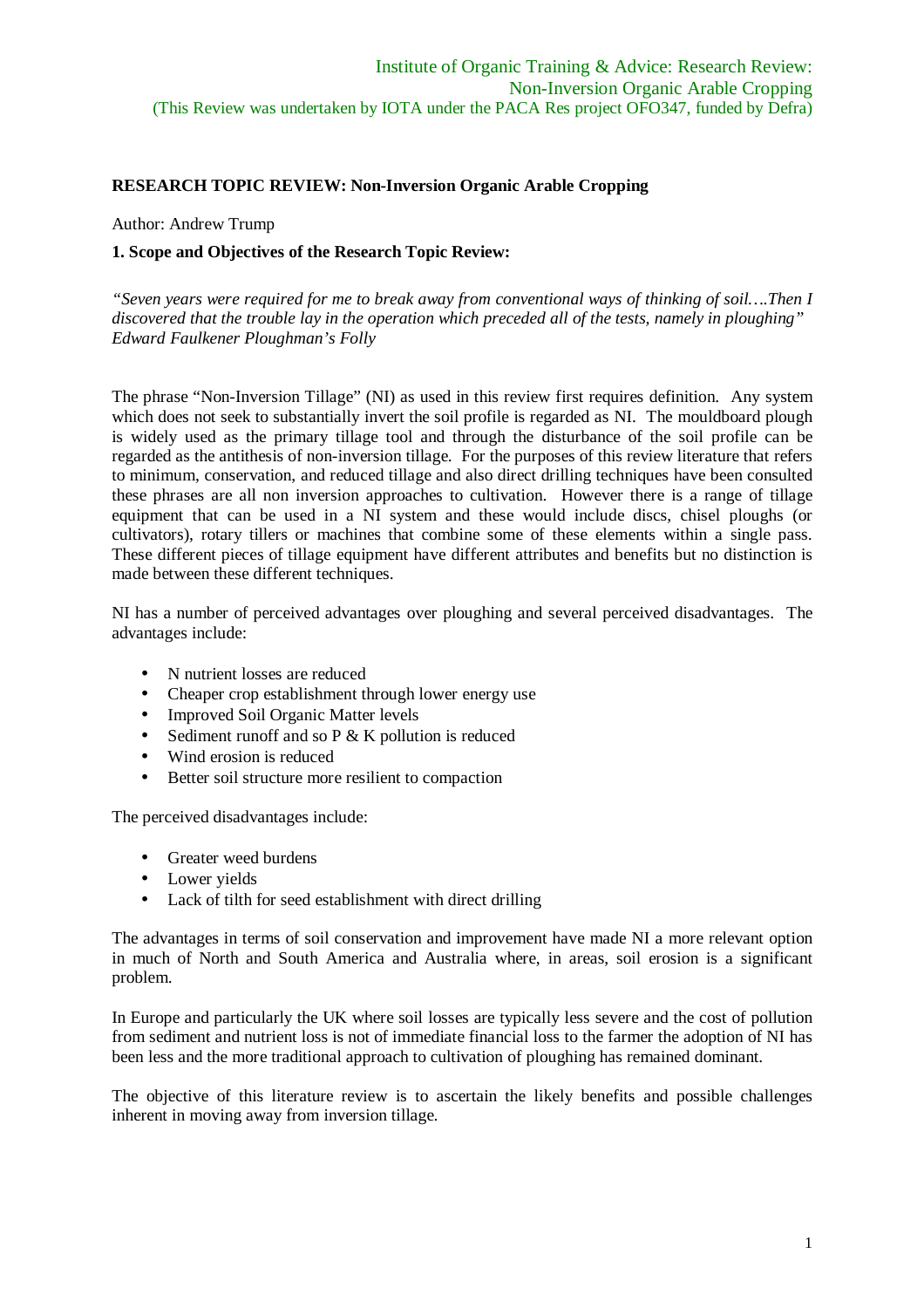Institute of Organic Training & Advice: Research Review:
Non-Inversion Organic Arable Cropping
(This Review was undertaken by IOTA under the PACA Res project OFO347, funded by Defra)

**RESEARCH TOPIC REVIEW: Non-Inversion Organic Arable Cropping**

Author: Andrew Trump

**1. Scope and Objectives of the Research Topic Review:**

*"Seven years were required for me to break away from conventional ways of thinking of soil….Then I discovered that the trouble lay in the operation which preceded all of the tests, namely in ploughing" Edward Faulkener Ploughman's Folly*

The phrase "Non-Inversion Tillage" (NI) as used in this review first requires definition. Any system which does not seek to substantially invert the soil profile is regarded as NI. The mouldboard plough is widely used as the primary tillage tool and through the disturbance of the soil profile can be regarded as the antithesis of non-inversion tillage. For the purposes of this review literature that refers to minimum, conservation, and reduced tillage and also direct drilling techniques have been consulted these phrases are all non inversion approaches to cultivation. However there is a range of tillage equipment that can be used in a NI system and these would include discs, chisel ploughs (or cultivators), rotary tillers or machines that combine some of these elements within a single pass. These different pieces of tillage equipment have different attributes and benefits but no distinction is made between these different techniques.

NI has a number of perceived advantages over ploughing and several perceived disadvantages. The advantages include:

- N nutrient losses are reduced
- Cheaper crop establishment through lower energy use
- Improved Soil Organic Matter levels
- Sediment runoff and so P & K pollution is reduced
- Wind erosion is reduced
- Better soil structure more resilient to compaction

The perceived disadvantages include:

- Greater weed burdens
- Lower yields
- Lack of tilth for seed establishment with direct drilling

The advantages in terms of soil conservation and improvement have made NI a more relevant option in much of North and South America and Australia where, in areas, soil erosion is a significant problem.

In Europe and particularly the UK where soil losses are typically less severe and the cost of pollution from sediment and nutrient loss is not of immediate financial loss to the farmer the adoption of NI has been less and the more traditional approach to cultivation of ploughing has remained dominant.

The objective of this literature review is to ascertain the likely benefits and possible challenges inherent in moving away from inversion tillage.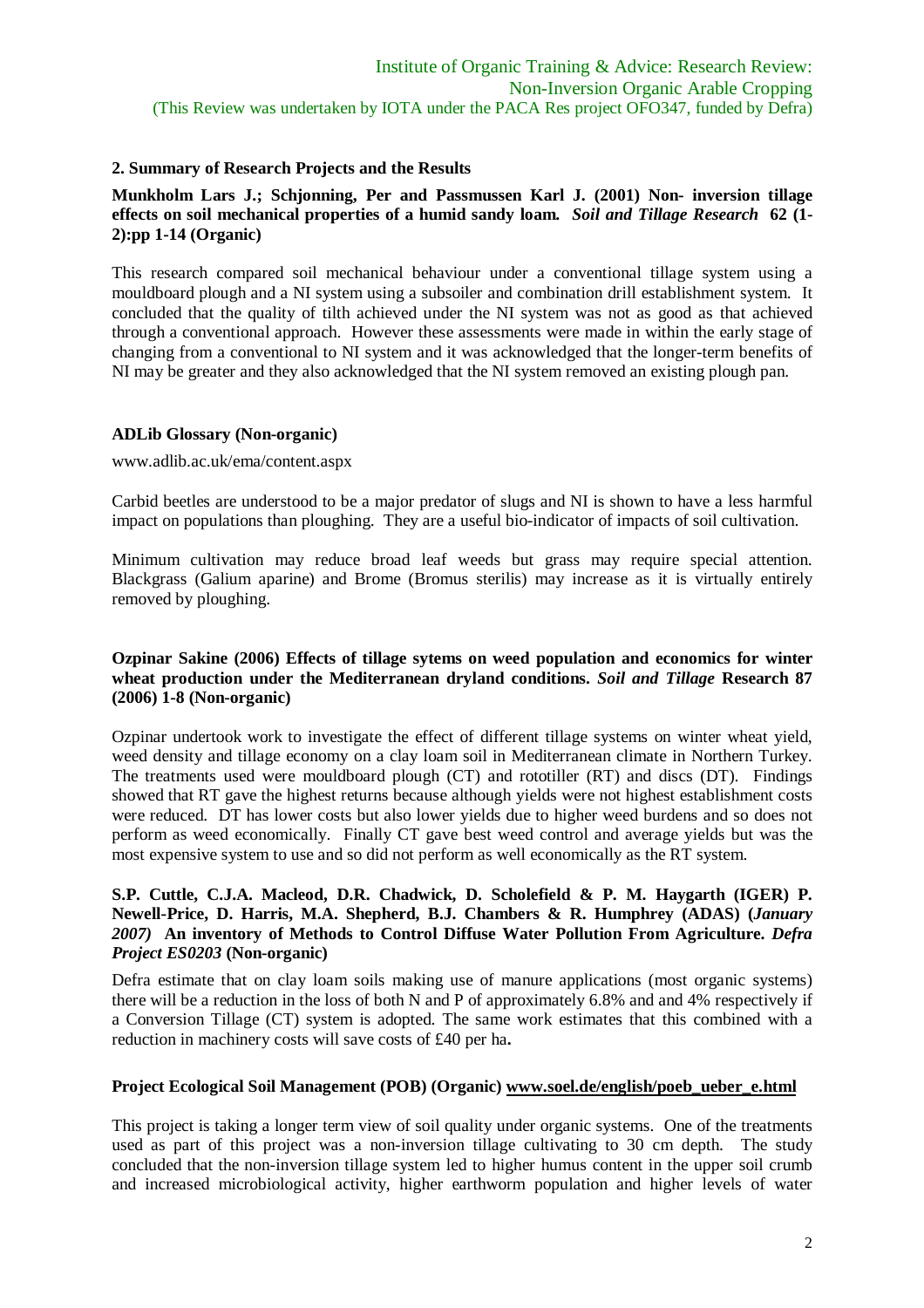## 2. Summary of Research Projects and the Results

**Munkholm Lars J.; Schjonning, Per and Passmussen Karl J. (2001) Non- inversion tillage effects on soil mechanical properties of a humid sandy loam.** ***Soil and Tillage Research*** **62 (1-2):pp 1-14 (Organic)**

This research compared soil mechanical behaviour under a conventional tillage system using a mouldboard plough and a NI system using a subsoiler and combination drill establishment system. It concluded that the quality of tilth achieved under the NI system was not as good as that achieved through a conventional approach. However these assessments were made in within the early stage of changing from a conventional to NI system and it was acknowledged that the longer-term benefits of NI may be greater and they also acknowledged that the NI system removed an existing plough pan.

**ADLib Glossary (Non-organic)**

www.adlib.ac.uk/ema/content.aspx

Carbid beetles are understood to be a major predator of slugs and NI is shown to have a less harmful impact on populations than ploughing. They are a useful bio-indicator of impacts of soil cultivation.

Minimum cultivation may reduce broad leaf weeds but grass may require special attention. Blackgrass (Galium aparine) and Brome (Bromus sterilis) may increase as it is virtually entirely removed by ploughing.

**Ozpinar Sakine (2006) Effects of tillage sytems on weed population and economics for winter wheat production under the Mediterranean dryland conditions.** ***Soil and Tillage*** **Research 87 (2006) 1-8 (Non-organic)**

Ozpinar undertook work to investigate the effect of different tillage systems on winter wheat yield, weed density and tillage economy on a clay loam soil in Mediterranean climate in Northern Turkey. The treatments used were mouldboard plough (CT) and rototiller (RT) and discs (DT). Findings showed that RT gave the highest returns because although yields were not highest establishment costs were reduced. DT has lower costs but also lower yields due to higher weed burdens and so does not perform as weed economically. Finally CT gave best weed control and average yields but was the most expensive system to use and so did not perform as well economically as the RT system.

**S.P. Cuttle, C.J.A. Macleod, D.R. Chadwick, D. Scholefield & P. M. Haygarth (IGER) P. Newell-Price, D. Harris, M.A. Shepherd, B.J. Chambers & R. Humphrey (ADAS) (*January 2007*) An inventory of Methods to Control Diffuse Water Pollution From Agriculture. *Defra Project ES0203* (Non-organic)**

Defra estimate that on clay loam soils making use of manure applications (most organic systems) there will be a reduction in the loss of both N and P of approximately 6.8% and and 4% respectively if a Conversion Tillage (CT) system is adopted. The same work estimates that this combined with a reduction in machinery costs will save costs of £40 per ha**.**

**Project Ecological Soil Management (POB) (Organic) <u>www.soel.de/english/poeb_ueber_e.html</u>**

This project is taking a longer term view of soil quality under organic systems. One of the treatments used as part of this project was a non-inversion tillage cultivating to 30 cm depth. The study concluded that the non-inversion tillage system led to higher humus content in the upper soil crumb and increased microbiological activity, higher earthworm population and higher levels of water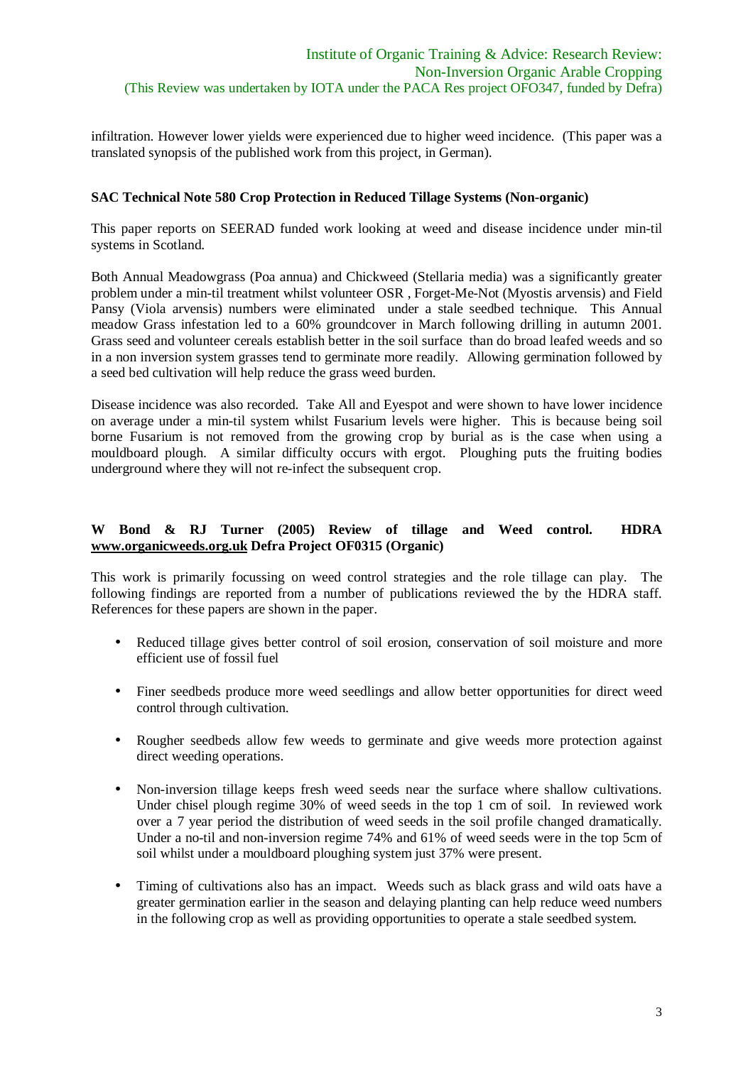infiltration. However lower yields were experienced due to higher weed incidence. (This paper was a translated synopsis of the published work from this project, in German).

**SAC Technical Note 580 Crop Protection in Reduced Tillage Systems (Non-organic)**

This paper reports on SEERAD funded work looking at weed and disease incidence under min-til systems in Scotland.

Both Annual Meadowgrass (Poa annua) and Chickweed (Stellaria media) was a significantly greater problem under a min-til treatment whilst volunteer OSR , Forget-Me-Not (Myostis arvensis) and Field Pansy (Viola arvensis) numbers were eliminated under a stale seedbed technique. This Annual meadow Grass infestation led to a 60% groundcover in March following drilling in autumn 2001. Grass seed and volunteer cereals establish better in the soil surface than do broad leafed weeds and so in a non inversion system grasses tend to germinate more readily. Allowing germination followed by a seed bed cultivation will help reduce the grass weed burden.

Disease incidence was also recorded. Take All and Eyespot and were shown to have lower incidence on average under a min-til system whilst Fusarium levels were higher. This is because being soil borne Fusarium is not removed from the growing crop by burial as is the case when using a mouldboard plough. A similar difficulty occurs with ergot. Ploughing puts the fruiting bodies underground where they will not re-infect the subsequent crop.

**W Bond & RJ Turner (2005) Review of tillage and Weed control. HDRA www.organicweeds.org.uk Defra Project OF0315 (Organic)**

This work is primarily focussing on weed control strategies and the role tillage can play. The following findings are reported from a number of publications reviewed the by the HDRA staff. References for these papers are shown in the paper.

- Reduced tillage gives better control of soil erosion, conservation of soil moisture and more efficient use of fossil fuel
- Finer seedbeds produce more weed seedlings and allow better opportunities for direct weed control through cultivation.
- Rougher seedbeds allow few weeds to germinate and give weeds more protection against direct weeding operations.
- Non-inversion tillage keeps fresh weed seeds near the surface where shallow cultivations. Under chisel plough regime 30% of weed seeds in the top 1 cm of soil. In reviewed work over a 7 year period the distribution of weed seeds in the soil profile changed dramatically. Under a no-til and non-inversion regime 74% and 61% of weed seeds were in the top 5cm of soil whilst under a mouldboard ploughing system just 37% were present.
- Timing of cultivations also has an impact. Weeds such as black grass and wild oats have a greater germination earlier in the season and delaying planting can help reduce weed numbers in the following crop as well as providing opportunities to operate a stale seedbed system.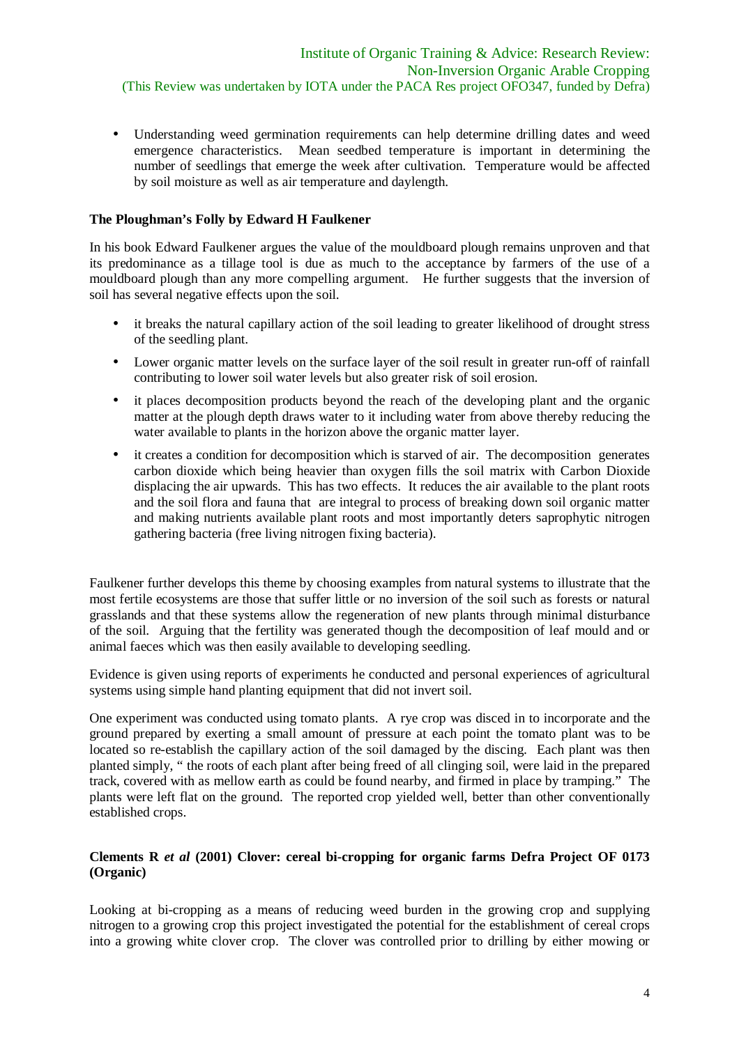- Understanding weed germination requirements can help determine drilling dates and weed emergence characteristics. Mean seedbed temperature is important in determining the number of seedlings that emerge the week after cultivation. Temperature would be affected by soil moisture as well as air temperature and daylength.

**The Ploughman's Folly by Edward H Faulkener**

In his book Edward Faulkener argues the value of the mouldboard plough remains unproven and that its predominance as a tillage tool is due as much to the acceptance by farmers of the use of a mouldboard plough than any more compelling argument. He further suggests that the inversion of soil has several negative effects upon the soil.

- it breaks the natural capillary action of the soil leading to greater likelihood of drought stress of the seedling plant.
- Lower organic matter levels on the surface layer of the soil result in greater run-off of rainfall contributing to lower soil water levels but also greater risk of soil erosion.
- it places decomposition products beyond the reach of the developing plant and the organic matter at the plough depth draws water to it including water from above thereby reducing the water available to plants in the horizon above the organic matter layer.
- it creates a condition for decomposition which is starved of air. The decomposition generates carbon dioxide which being heavier than oxygen fills the soil matrix with Carbon Dioxide displacing the air upwards. This has two effects. It reduces the air available to the plant roots and the soil flora and fauna that are integral to process of breaking down soil organic matter and making nutrients available plant roots and most importantly deters saprophytic nitrogen gathering bacteria (free living nitrogen fixing bacteria).

Faulkener further develops this theme by choosing examples from natural systems to illustrate that the most fertile ecosystems are those that suffer little or no inversion of the soil such as forests or natural grasslands and that these systems allow the regeneration of new plants through minimal disturbance of the soil. Arguing that the fertility was generated though the decomposition of leaf mould and or animal faeces which was then easily available to developing seedling.

Evidence is given using reports of experiments he conducted and personal experiences of agricultural systems using simple hand planting equipment that did not invert soil.

One experiment was conducted using tomato plants. A rye crop was disced in to incorporate and the ground prepared by exerting a small amount of pressure at each point the tomato plant was to be located so re-establish the capillary action of the soil damaged by the discing. Each plant was then planted simply, " the roots of each plant after being freed of all clinging soil, were laid in the prepared track, covered with as mellow earth as could be found nearby, and firmed in place by tramping." The plants were left flat on the ground. The reported crop yielded well, better than other conventionally established crops.

**Clements R *et al* (2001) Clover: cereal bi-cropping for organic farms Defra Project OF 0173 (Organic)**

Looking at bi-cropping as a means of reducing weed burden in the growing crop and supplying nitrogen to a growing crop this project investigated the potential for the establishment of cereal crops into a growing white clover crop. The clover was controlled prior to drilling by either mowing or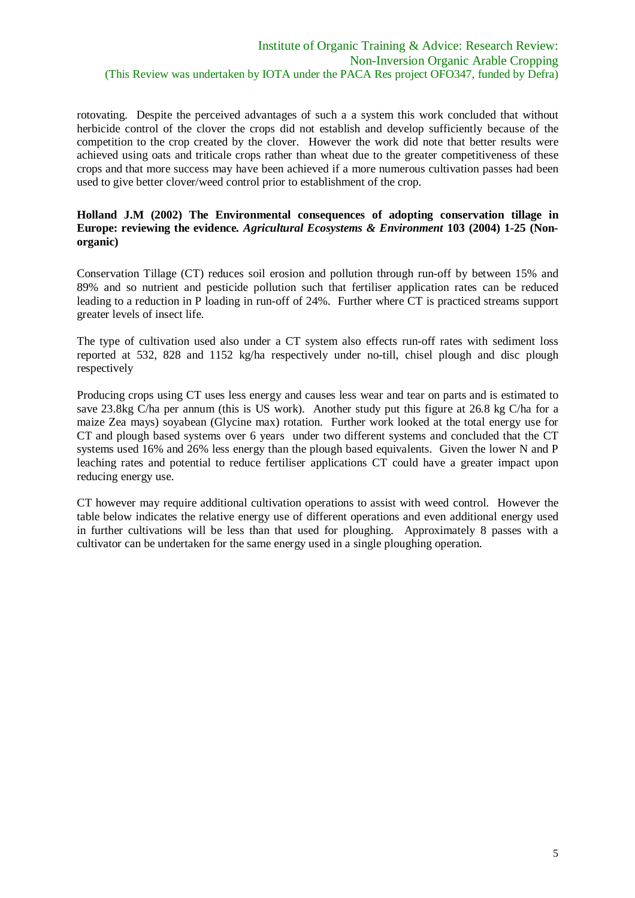rotovating. Despite the perceived advantages of such a a system this work concluded that without herbicide control of the clover the crops did not establish and develop sufficiently because of the competition to the crop created by the clover. However the work did note that better results were achieved using oats and triticale crops rather than wheat due to the greater competitiveness of these crops and that more success may have been achieved if a more numerous cultivation passes had been used to give better clover/weed control prior to establishment of the crop.

**Holland J.M (2002) The Environmental consequences of adopting conservation tillage in Europe: reviewing the evidence. *Agricultural Ecosystems & Environment* 103 (2004) 1-25 (Non-organic)**

Conservation Tillage (CT) reduces soil erosion and pollution through run-off by between 15% and 89% and so nutrient and pesticide pollution such that fertiliser application rates can be reduced leading to a reduction in P loading in run-off of 24%. Further where CT is practiced streams support greater levels of insect life.

The type of cultivation used also under a CT system also effects run-off rates with sediment loss reported at 532, 828 and 1152 kg/ha respectively under no-till, chisel plough and disc plough respectively

Producing crops using CT uses less energy and causes less wear and tear on parts and is estimated to save 23.8kg C/ha per annum (this is US work). Another study put this figure at 26.8 kg C/ha for a maize Zea mays) soyabean (Glycine max) rotation. Further work looked at the total energy use for CT and plough based systems over 6 years under two different systems and concluded that the CT systems used 16% and 26% less energy than the plough based equivalents. Given the lower N and P leaching rates and potential to reduce fertiliser applications CT could have a greater impact upon reducing energy use.

CT however may require additional cultivation operations to assist with weed control. However the table below indicates the relative energy use of different operations and even additional energy used in further cultivations will be less than that used for ploughing. Approximately 8 passes with a cultivator can be undertaken for the same energy used in a single ploughing operation.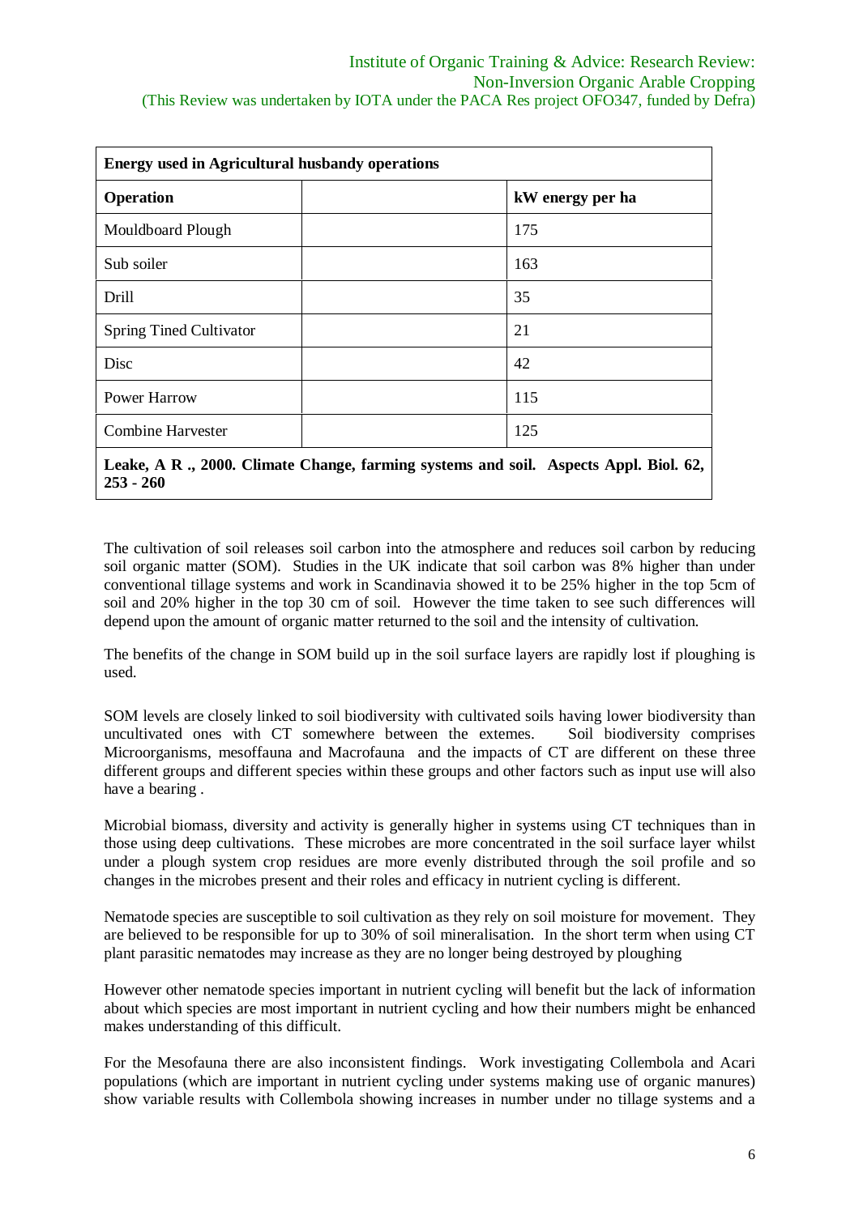| **Energy used in Agricultural husbandy operations** | | |
|---|---|---|
| **Operation** | | **kW energy per ha** |
| Mouldboard Plough | | 175 |
| Sub soiler | | 163 |
| Drill | | 35 |
| Spring Tined Cultivator | | 21 |
| Disc | | 42 |
| Power Harrow | | 115 |
| Combine Harvester | | 125 |
| **Leake, A R ., 2000. Climate Change, farming systems and soil. Aspects Appl. Biol. 62, 253 - 260** | | |

The cultivation of soil releases soil carbon into the atmosphere and reduces soil carbon by reducing soil organic matter (SOM). Studies in the UK indicate that soil carbon was 8% higher than under conventional tillage systems and work in Scandinavia showed it to be 25% higher in the top 5cm of soil and 20% higher in the top 30 cm of soil. However the time taken to see such differences will depend upon the amount of organic matter returned to the soil and the intensity of cultivation.

The benefits of the change in SOM build up in the soil surface layers are rapidly lost if ploughing is used.

SOM levels are closely linked to soil biodiversity with cultivated soils having lower biodiversity than uncultivated ones with CT somewhere between the extemes. Soil biodiversity comprises Microorganisms, mesoffauna and Macrofauna and the impacts of CT are different on these three different groups and different species within these groups and other factors such as input use will also have a bearing .

Microbial biomass, diversity and activity is generally higher in systems using CT techniques than in those using deep cultivations. These microbes are more concentrated in the soil surface layer whilst under a plough system crop residues are more evenly distributed through the soil profile and so changes in the microbes present and their roles and efficacy in nutrient cycling is different.

Nematode species are susceptible to soil cultivation as they rely on soil moisture for movement. They are believed to be responsible for up to 30% of soil mineralisation. In the short term when using CT plant parasitic nematodes may increase as they are no longer being destroyed by ploughing

However other nematode species important in nutrient cycling will benefit but the lack of information about which species are most important in nutrient cycling and how their numbers might be enhanced makes understanding of this difficult.

For the Mesofauna there are also inconsistent findings. Work investigating Collembola and Acari populations (which are important in nutrient cycling under systems making use of organic manures) show variable results with Collembola showing increases in number under no tillage systems and a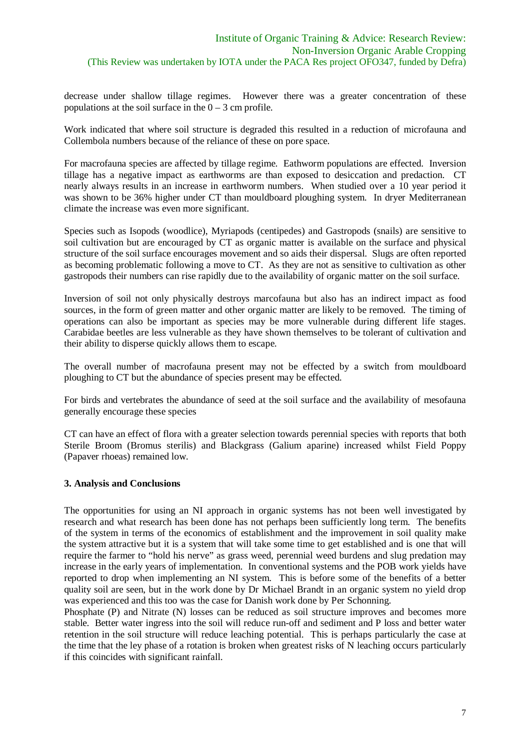decrease under shallow tillage regimes. However there was a greater concentration of these populations at the soil surface in the 0 – 3 cm profile.

Work indicated that where soil structure is degraded this resulted in a reduction of microfauna and Collembola numbers because of the reliance of these on pore space.

For macrofauna species are affected by tillage regime. Eathworm populations are effected. Inversion tillage has a negative impact as earthworms are than exposed to desiccation and predaction. CT nearly always results in an increase in earthworm numbers. When studied over a 10 year period it was shown to be 36% higher under CT than mouldboard ploughing system. In dryer Mediterranean climate the increase was even more significant.

Species such as Isopods (woodlice), Myriapods (centipedes) and Gastropods (snails) are sensitive to soil cultivation but are encouraged by CT as organic matter is available on the surface and physical structure of the soil surface encourages movement and so aids their dispersal. Slugs are often reported as becoming problematic following a move to CT. As they are not as sensitive to cultivation as other gastropods their numbers can rise rapidly due to the availability of organic matter on the soil surface.

Inversion of soil not only physically destroys marcofauna but also has an indirect impact as food sources, in the form of green matter and other organic matter are likely to be removed. The timing of operations can also be important as species may be more vulnerable during different life stages. Carabidae beetles are less vulnerable as they have shown themselves to be tolerant of cultivation and their ability to disperse quickly allows them to escape.

The overall number of macrofauna present may not be effected by a switch from mouldboard ploughing to CT but the abundance of species present may be effected.

For birds and vertebrates the abundance of seed at the soil surface and the availability of mesofauna generally encourage these species

CT can have an effect of flora with a greater selection towards perennial species with reports that both Sterile Broom (Bromus sterilis) and Blackgrass (Galium aparine) increased whilst Field Poppy (Papaver rhoeas) remained low.

### 3. Analysis and Conclusions

The opportunities for using an NI approach in organic systems has not been well investigated by research and what research has been done has not perhaps been sufficiently long term. The benefits of the system in terms of the economics of establishment and the improvement in soil quality make the system attractive but it is a system that will take some time to get established and is one that will require the farmer to "hold his nerve" as grass weed, perennial weed burdens and slug predation may increase in the early years of implementation. In conventional systems and the POB work yields have reported to drop when implementing an NI system. This is before some of the benefits of a better quality soil are seen, but in the work done by Dr Michael Brandt in an organic system no yield drop was experienced and this too was the case for Danish work done by Per Schonning.

Phosphate (P) and Nitrate (N) losses can be reduced as soil structure improves and becomes more stable. Better water ingress into the soil will reduce run-off and sediment and P loss and better water retention in the soil structure will reduce leaching potential. This is perhaps particularly the case at the time that the ley phase of a rotation is broken when greatest risks of N leaching occurs particularly if this coincides with significant rainfall.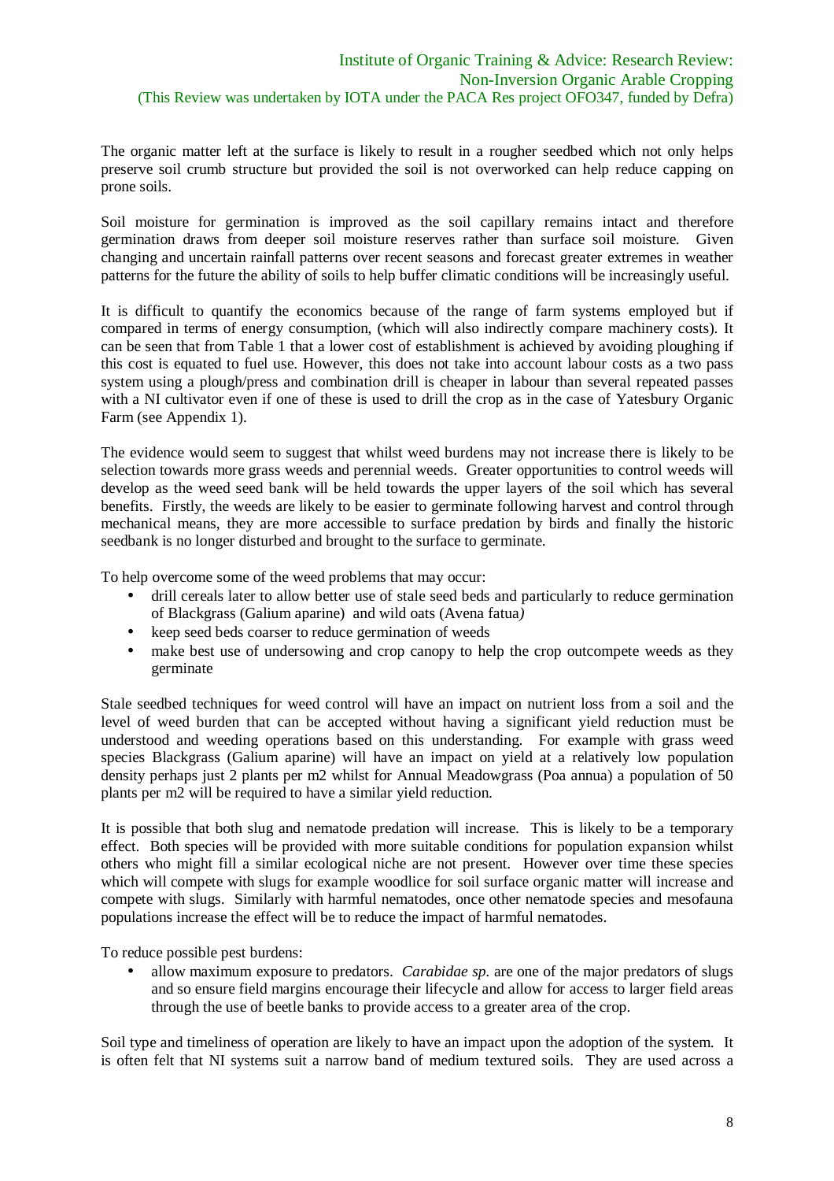The organic matter left at the surface is likely to result in a rougher seedbed which not only helps preserve soil crumb structure but provided the soil is not overworked can help reduce capping on prone soils.

Soil moisture for germination is improved as the soil capillary remains intact and therefore germination draws from deeper soil moisture reserves rather than surface soil moisture. Given changing and uncertain rainfall patterns over recent seasons and forecast greater extremes in weather patterns for the future the ability of soils to help buffer climatic conditions will be increasingly useful.

It is difficult to quantify the economics because of the range of farm systems employed but if compared in terms of energy consumption, (which will also indirectly compare machinery costs). It can be seen that from Table 1 that a lower cost of establishment is achieved by avoiding ploughing if this cost is equated to fuel use. However, this does not take into account labour costs as a two pass system using a plough/press and combination drill is cheaper in labour than several repeated passes with a NI cultivator even if one of these is used to drill the crop as in the case of Yatesbury Organic Farm (see Appendix 1).

The evidence would seem to suggest that whilst weed burdens may not increase there is likely to be selection towards more grass weeds and perennial weeds. Greater opportunities to control weeds will develop as the weed seed bank will be held towards the upper layers of the soil which has several benefits. Firstly, the weeds are likely to be easier to germinate following harvest and control through mechanical means, they are more accessible to surface predation by birds and finally the historic seedbank is no longer disturbed and brought to the surface to germinate.

To help overcome some of the weed problems that may occur:

- drill cereals later to allow better use of stale seed beds and particularly to reduce germination of Blackgrass (Galium aparine) and wild oats (Avena fatua*)*
- keep seed beds coarser to reduce germination of weeds
- make best use of undersowing and crop canopy to help the crop outcompete weeds as they germinate

Stale seedbed techniques for weed control will have an impact on nutrient loss from a soil and the level of weed burden that can be accepted without having a significant yield reduction must be understood and weeding operations based on this understanding. For example with grass weed species Blackgrass (Galium aparine) will have an impact on yield at a relatively low population density perhaps just 2 plants per m2 whilst for Annual Meadowgrass (Poa annua) a population of 50 plants per m2 will be required to have a similar yield reduction.

It is possible that both slug and nematode predation will increase. This is likely to be a temporary effect. Both species will be provided with more suitable conditions for population expansion whilst others who might fill a similar ecological niche are not present. However over time these species which will compete with slugs for example woodlice for soil surface organic matter will increase and compete with slugs. Similarly with harmful nematodes, once other nematode species and mesofauna populations increase the effect will be to reduce the impact of harmful nematodes.

To reduce possible pest burdens:

- allow maximum exposure to predators. *Carabidae sp.* are one of the major predators of slugs and so ensure field margins encourage their lifecycle and allow for access to larger field areas through the use of beetle banks to provide access to a greater area of the crop.

Soil type and timeliness of operation are likely to have an impact upon the adoption of the system. It is often felt that NI systems suit a narrow band of medium textured soils. They are used across a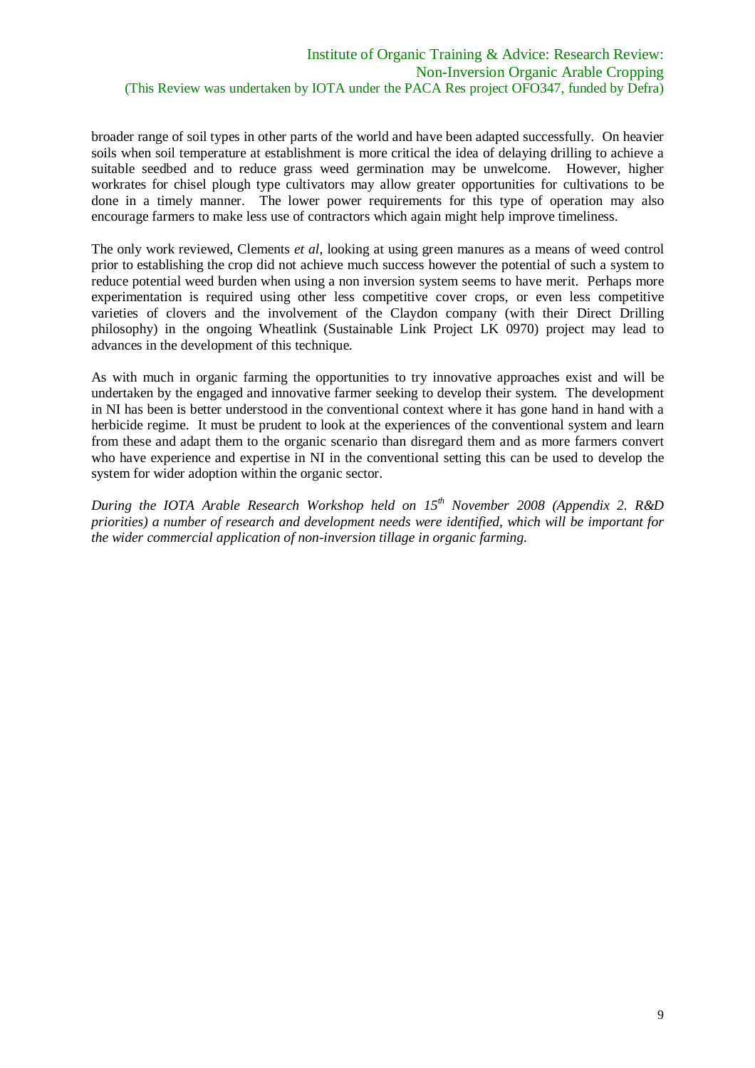broader range of soil types in other parts of the world and have been adapted successfully. On heavier soils when soil temperature at establishment is more critical the idea of delaying drilling to achieve a suitable seedbed and to reduce grass weed germination may be unwelcome. However, higher workrates for chisel plough type cultivators may allow greater opportunities for cultivations to be done in a timely manner. The lower power requirements for this type of operation may also encourage farmers to make less use of contractors which again might help improve timeliness.

The only work reviewed, Clements *et al*, looking at using green manures as a means of weed control prior to establishing the crop did not achieve much success however the potential of such a system to reduce potential weed burden when using a non inversion system seems to have merit. Perhaps more experimentation is required using other less competitive cover crops, or even less competitive varieties of clovers and the involvement of the Claydon company (with their Direct Drilling philosophy) in the ongoing Wheatlink (Sustainable Link Project LK 0970) project may lead to advances in the development of this technique.

As with much in organic farming the opportunities to try innovative approaches exist and will be undertaken by the engaged and innovative farmer seeking to develop their system. The development in NI has been is better understood in the conventional context where it has gone hand in hand with a herbicide regime. It must be prudent to look at the experiences of the conventional system and learn from these and adapt them to the organic scenario than disregard them and as more farmers convert who have experience and expertise in NI in the conventional setting this can be used to develop the system for wider adoption within the organic sector.

*During the IOTA Arable Research Workshop held on 15th November 2008 (Appendix 2. R&D priorities) a number of research and development needs were identified, which will be important for the wider commercial application of non-inversion tillage in organic farming.*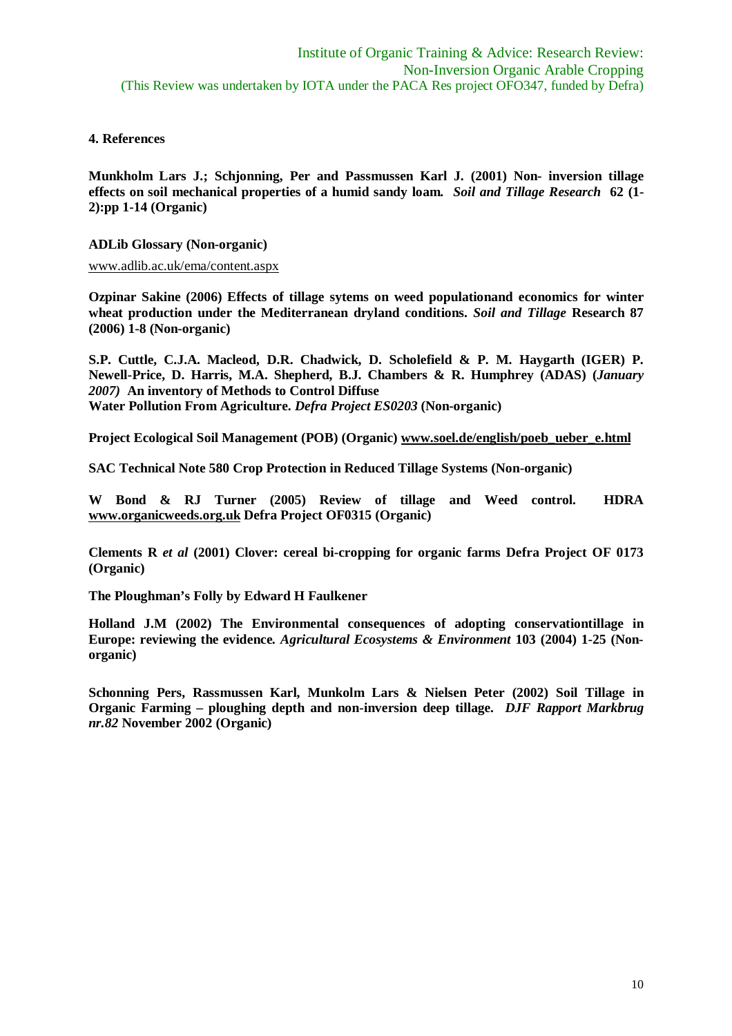## 4. References

**Munkholm Lars J.; Schjonning, Per and Passmussen Karl J. (2001) Non- inversion tillage effects on soil mechanical properties of a humid sandy loam.** ***Soil and Tillage Research*** **62 (1-2):pp 1-14 (Organic)**

**ADLib Glossary (Non-organic)**

www.adlib.ac.uk/ema/content.aspx

**Ozpinar Sakine (2006) Effects of tillage sytems on weed populationand economics for winter wheat production under the Mediterranean dryland conditions.** ***Soil and Tillage*** **Research 87 (2006) 1-8 (Non-organic)**

**S.P. Cuttle, C.J.A. Macleod, D.R. Chadwick, D. Scholefield & P. M. Haygarth (IGER) P. Newell-Price, D. Harris, M.A. Shepherd, B.J. Chambers & R. Humphrey (ADAS) (*January 2007)* An inventory of Methods to Control Diffuse Water Pollution From Agriculture.** ***Defra Project ES0203*** **(Non-organic)**

**Project Ecological Soil Management (POB) (Organic) www.soel.de/english/poeb_ueber_e.html**

**SAC Technical Note 580 Crop Protection in Reduced Tillage Systems (Non-organic)**

**W Bond & RJ Turner (2005) Review of tillage and Weed control. HDRA www.organicweeds.org.uk Defra Project OF0315 (Organic)**

**Clements R *et al* (2001) Clover: cereal bi-cropping for organic farms Defra Project OF 0173 (Organic)**

**The Ploughman's Folly by Edward H Faulkener**

**Holland J.M (2002) The Environmental consequences of adopting conservationtillage in Europe: reviewing the evidence.** ***Agricultural Ecosystems & Environment*** **103 (2004) 1-25 (Non-organic)**

**Schonning Pers, Rassmussen Karl, Munkolm Lars & Nielsen Peter (2002) Soil Tillage in Organic Farming – ploughing depth and non-inversion deep tillage.** ***DJF Rapport Markbrug nr.82*** **November 2002 (Organic)**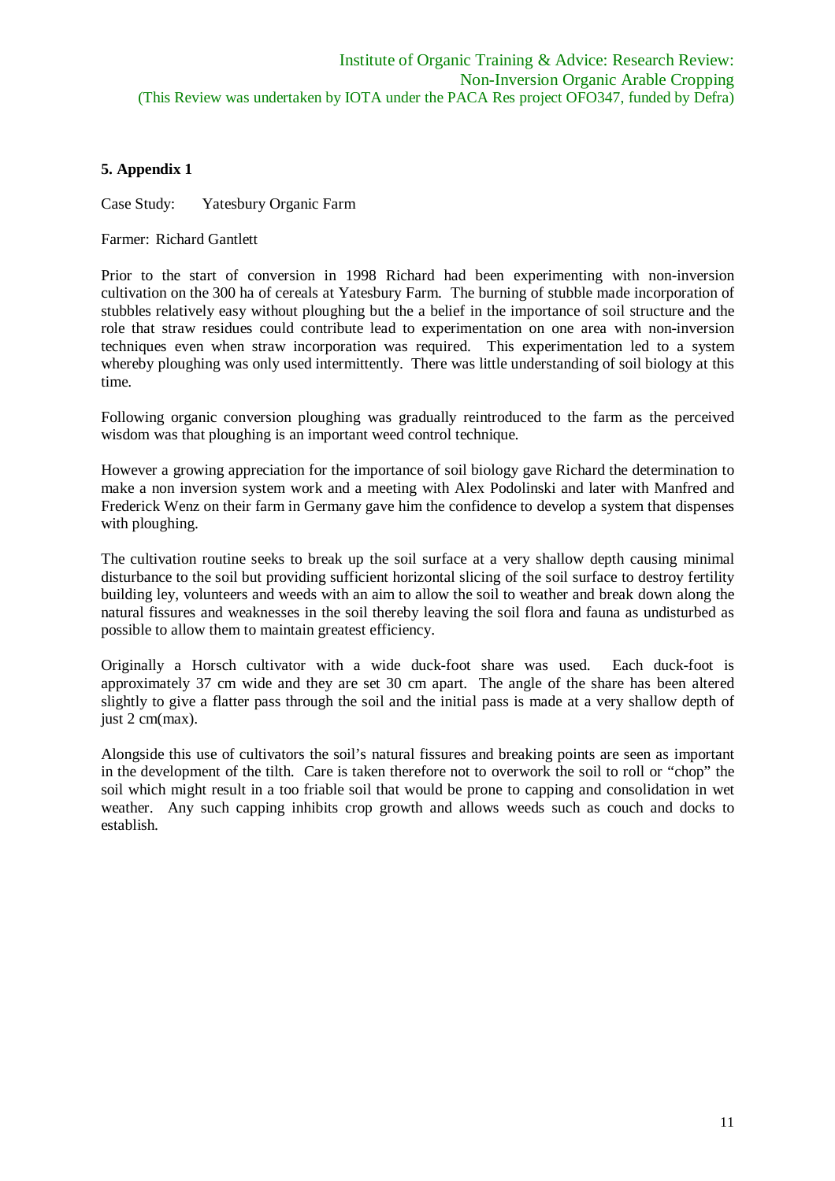## 5. Appendix 1

Case Study: Yatesbury Organic Farm

Farmer: Richard Gantlett

Prior to the start of conversion in 1998 Richard had been experimenting with non-inversion cultivation on the 300 ha of cereals at Yatesbury Farm. The burning of stubble made incorporation of stubbles relatively easy without ploughing but the a belief in the importance of soil structure and the role that straw residues could contribute lead to experimentation on one area with non-inversion techniques even when straw incorporation was required. This experimentation led to a system whereby ploughing was only used intermittently. There was little understanding of soil biology at this time.

Following organic conversion ploughing was gradually reintroduced to the farm as the perceived wisdom was that ploughing is an important weed control technique.

However a growing appreciation for the importance of soil biology gave Richard the determination to make a non inversion system work and a meeting with Alex Podolinski and later with Manfred and Frederick Wenz on their farm in Germany gave him the confidence to develop a system that dispenses with ploughing.

The cultivation routine seeks to break up the soil surface at a very shallow depth causing minimal disturbance to the soil but providing sufficient horizontal slicing of the soil surface to destroy fertility building ley, volunteers and weeds with an aim to allow the soil to weather and break down along the natural fissures and weaknesses in the soil thereby leaving the soil flora and fauna as undisturbed as possible to allow them to maintain greatest efficiency.

Originally a Horsch cultivator with a wide duck-foot share was used. Each duck-foot is approximately 37 cm wide and they are set 30 cm apart. The angle of the share has been altered slightly to give a flatter pass through the soil and the initial pass is made at a very shallow depth of just 2 cm(max).

Alongside this use of cultivators the soil's natural fissures and breaking points are seen as important in the development of the tilth. Care is taken therefore not to overwork the soil to roll or "chop" the soil which might result in a too friable soil that would be prone to capping and consolidation in wet weather. Any such capping inhibits crop growth and allows weeds such as couch and docks to establish.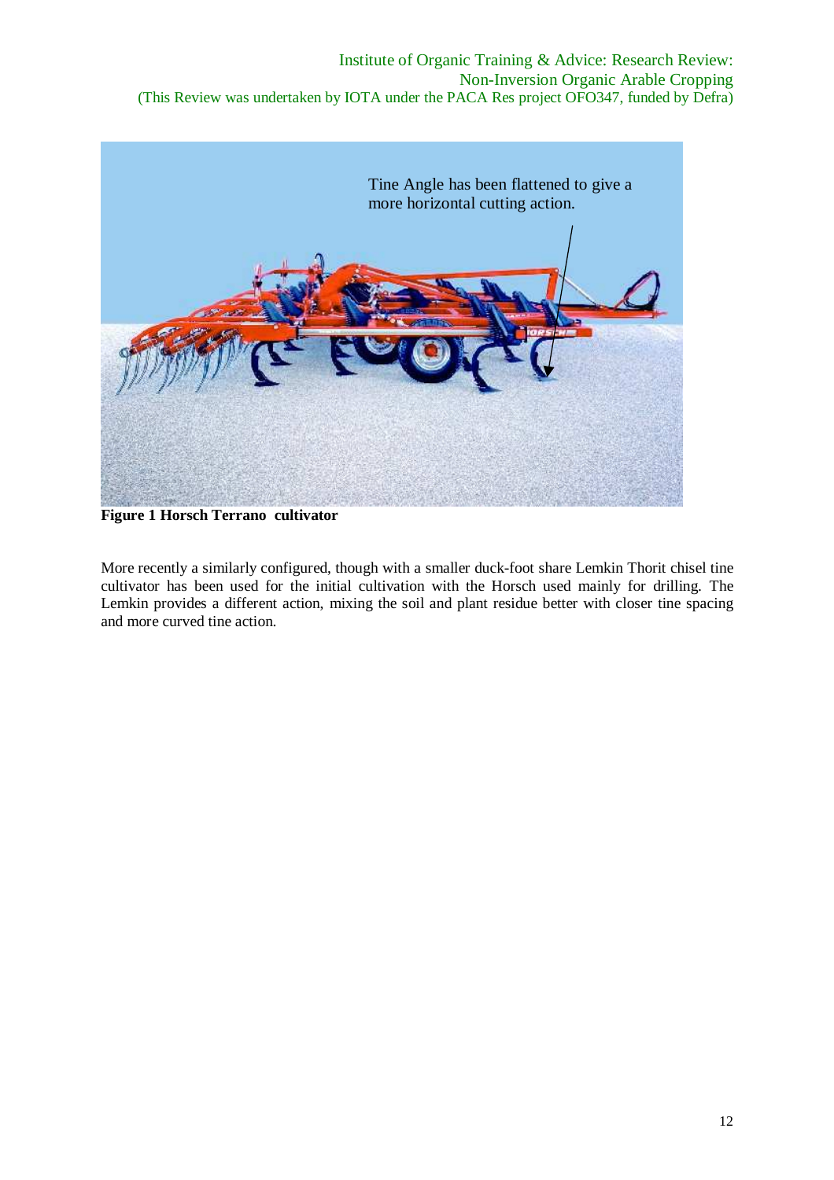Tine Angle has been flattened to give a more horizontal cutting action.

**Figure 1 Horsch Terrano cultivator**

More recently a similarly configured, though with a smaller duck-foot share Lemkin Thorit chisel tine cultivator has been used for the initial cultivation with the Horsch used mainly for drilling. The Lemkin provides a different action, mixing the soil and plant residue better with closer tine spacing and more curved tine action.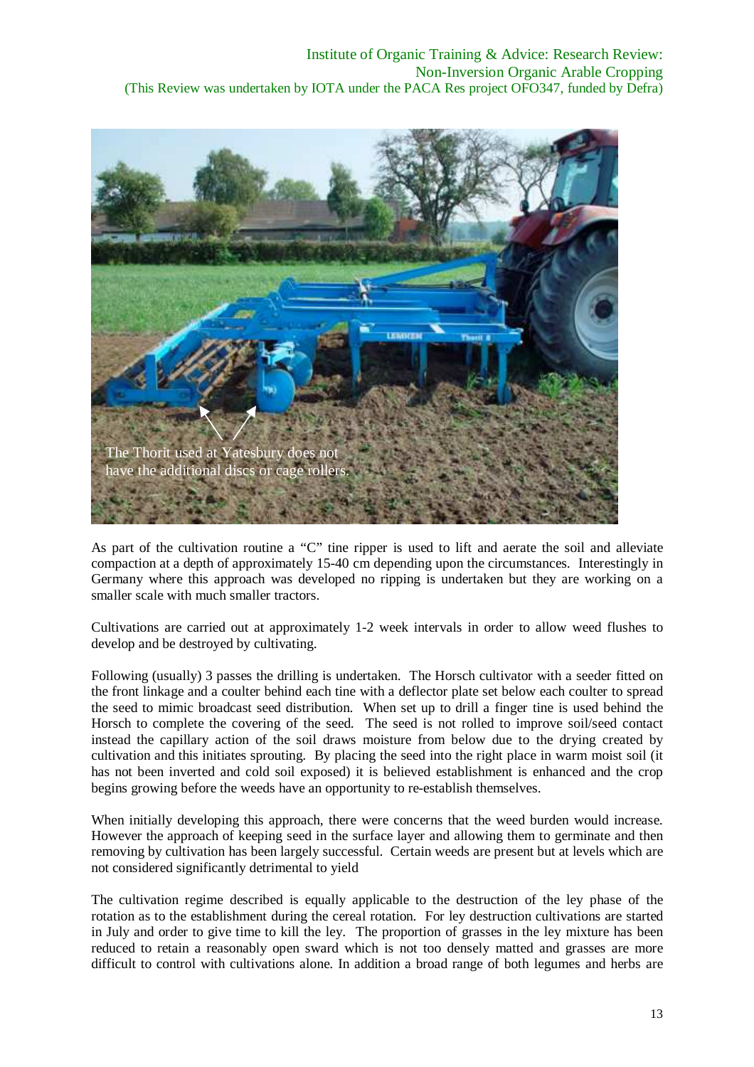As part of the cultivation routine a "C" tine ripper is used to lift and aerate the soil and alleviate compaction at a depth of approximately 15-40 cm depending upon the circumstances. Interestingly in Germany where this approach was developed no ripping is undertaken but they are working on a smaller scale with much smaller tractors.

Cultivations are carried out at approximately 1-2 week intervals in order to allow weed flushes to develop and be destroyed by cultivating.

Following (usually) 3 passes the drilling is undertaken. The Horsch cultivator with a seeder fitted on the front linkage and a coulter behind each tine with a deflector plate set below each coulter to spread the seed to mimic broadcast seed distribution. When set up to drill a finger tine is used behind the Horsch to complete the covering of the seed. The seed is not rolled to improve soil/seed contact instead the capillary action of the soil draws moisture from below due to the drying created by cultivation and this initiates sprouting. By placing the seed into the right place in warm moist soil (it has not been inverted and cold soil exposed) it is believed establishment is enhanced and the crop begins growing before the weeds have an opportunity to re-establish themselves.

When initially developing this approach, there were concerns that the weed burden would increase. However the approach of keeping seed in the surface layer and allowing them to germinate and then removing by cultivation has been largely successful. Certain weeds are present but at levels which are not considered significantly detrimental to yield

The cultivation regime described is equally applicable to the destruction of the ley phase of the rotation as to the establishment during the cereal rotation. For ley destruction cultivations are started in July and order to give time to kill the ley. The proportion of grasses in the ley mixture has been reduced to retain a reasonably open sward which is not too densely matted and grasses are more difficult to control with cultivations alone. In addition a broad range of both legumes and herbs are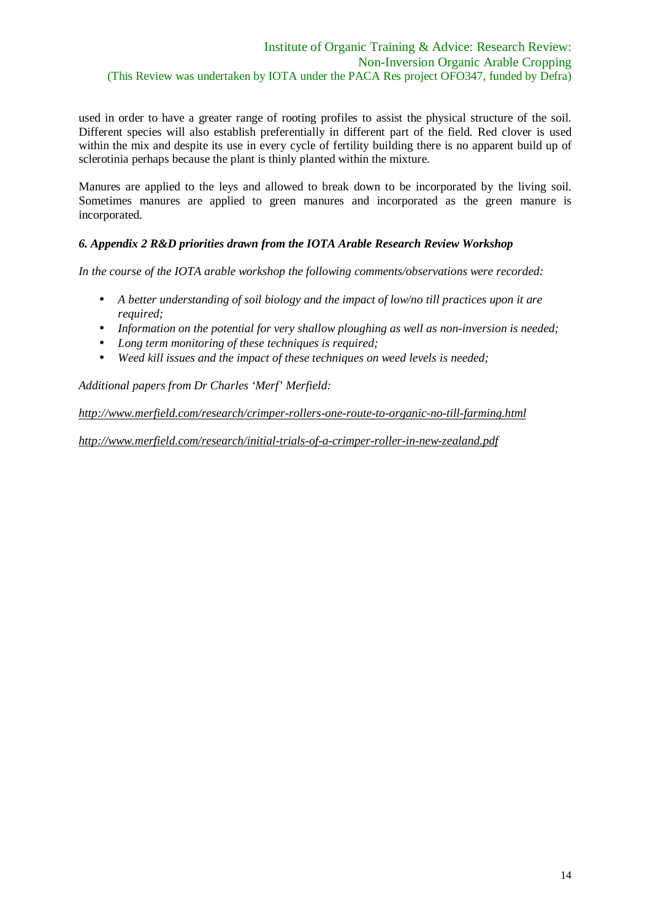used in order to have a greater range of rooting profiles to assist the physical structure of the soil. Different species will also establish preferentially in different part of the field. Red clover is used within the mix and despite its use in every cycle of fertility building there is no apparent build up of sclerotinia perhaps because the plant is thinly planted within the mixture.

Manures are applied to the leys and allowed to break down to be incorporated by the living soil. Sometimes manures are applied to green manures and incorporated as the green manure is incorporated.

### *6. Appendix 2 R&D priorities drawn from the IOTA Arable Research Review Workshop*

*In the course of the IOTA arable workshop the following comments/observations were recorded:*

- *A better understanding of soil biology and the impact of low/no till practices upon it are required;*
- *Information on the potential for very shallow ploughing as well as non-inversion is needed;*
- *Long term monitoring of these techniques is required;*
- *Weed kill issues and the impact of these techniques on weed levels is needed;*

*Additional papers from Dr Charles 'Merf' Merfield:*

*http://www.merfield.com/research/crimper-rollers-one-route-to-organic-no-till-farming.html*

*http://www.merfield.com/research/initial-trials-of-a-crimper-roller-in-new-zealand.pdf*